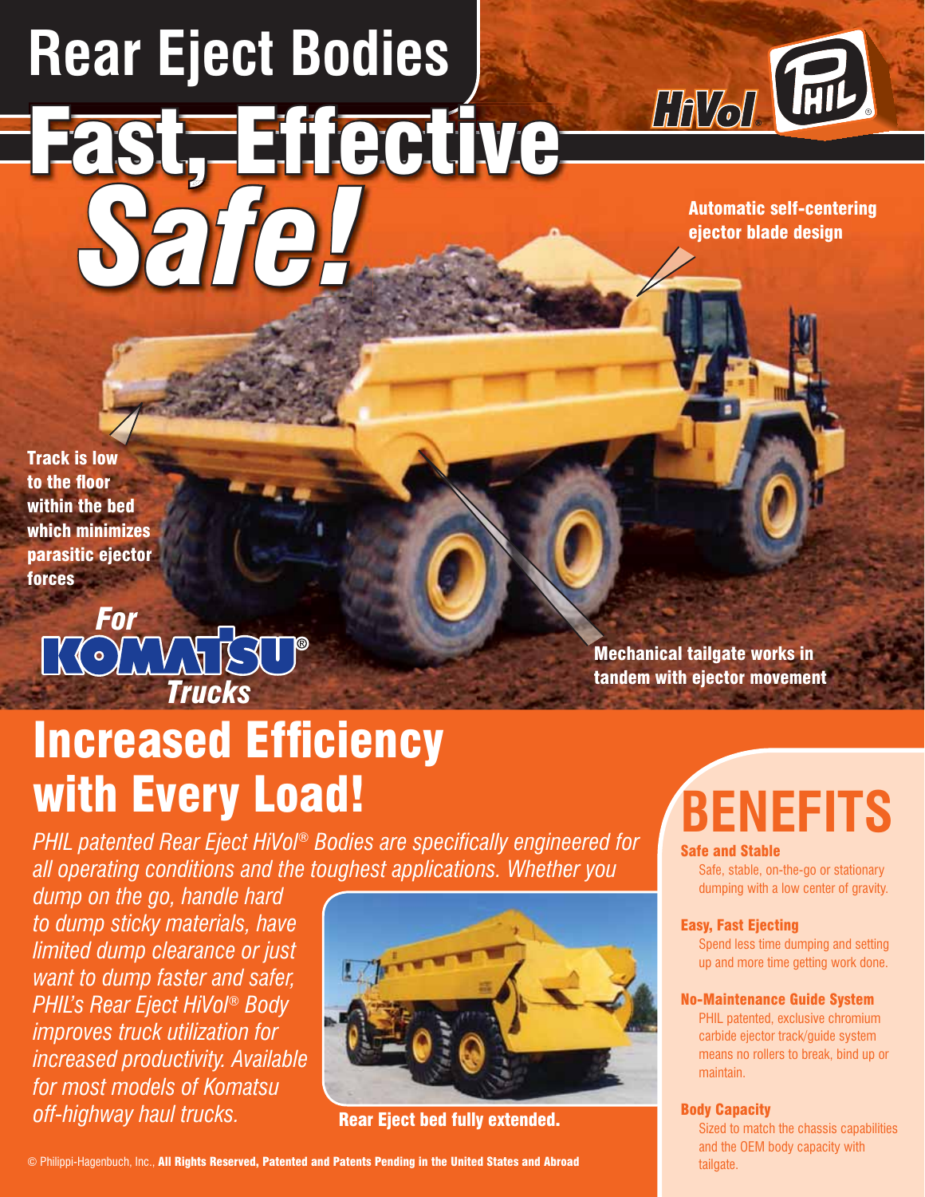# Rear Eject Bodies

# Fast, Effective *Safe!*

HiVol® PHIL®

**Automatic self-centering ejector blade design**

**Track is low to the floor within the bed which minimizes parasitic ejector forces**

*For* KOMATSU® *Trucks*

**Mechanical tailgate works in tandem with ejector movement**

## Increased Efficiency with Every Load!

*PHIL patented Rear Eject HiVol® Bodies are specifically engineered for all operating conditions and the toughest applications. Whether you dump on the go, handle hard to dump sticky materials, have limited dump clearance or just want to dump faster and safer, PHIL's Rear Eject HiVol® Body improves truck utilization for increased productivity. Available for most models of Komatsu off-highway haul trucks.*

**Rear Eject bed fully extended.**

## BENEFITS

**Safe and Stable**
Safe, stable, on-the-go or stationary dumping with a low center of gravity.

**Easy, Fast Ejecting**
Spend less time dumping and setting up and more time getting work done.

**No-Maintenance Guide System**
PHIL patented, exclusive chromium carbide ejector track/guide system means no rollers to break, bind up or maintain.

**Body Capacity**
Sized to match the chassis capabilities and the OEM body capacity with tailgate.

© Philippi-Hagenbuch, Inc., **All Rights Reserved, Patented and Patents Pending in the United States and Abroad**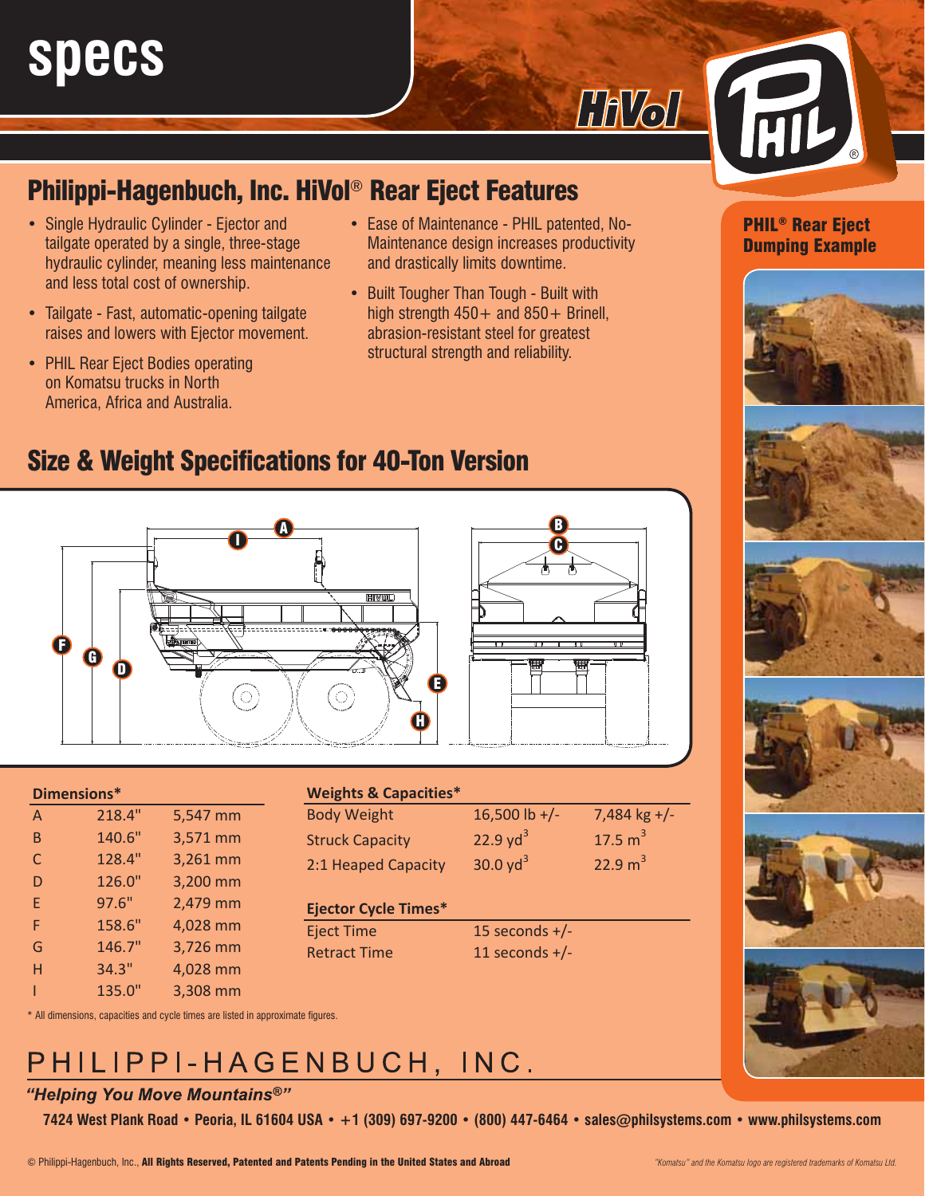# specs

## Philippi-Hagenbuch, Inc. HiVol® Rear Eject Features

- Single Hydraulic Cylinder - Ejector and tailgate operated by a single, three-stage hydraulic cylinder, meaning less maintenance and less total cost of ownership.
- Tailgate - Fast, automatic-opening tailgate raises and lowers with Ejector movement.
- PHIL Rear Eject Bodies operating on Komatsu trucks in North America, Africa and Australia.
- Ease of Maintenance - PHIL patented, No-Maintenance design increases productivity and drastically limits downtime.
- Built Tougher Than Tough - Built with high strength 450+ and 850+ Brinell, abrasion-resistant steel for greatest structural strength and reliability.

**PHIL® Rear Eject Dumping Example**

## Size & Weight Specifications for 40-Ton Version

A
I
B
C
F
G
D
E
H

**Dimensions***

| | | |
|---|---|---|
| A | 218.4" | 5,547 mm |
| B | 140.6" | 3,571 mm |
| C | 128.4" | 3,261 mm |
| D | 126.0" | 3,200 mm |
| E | 97.6" | 2,479 mm |
| F | 158.6" | 4,028 mm |
| G | 146.7" | 3,726 mm |
| H | 34.3" | 4,028 mm |
| I | 135.0" | 3,308 mm |

**Weights & Capacities***

| | | |
|---|---|---|
| Body Weight | 16,500 lb +/- | 7,484 kg +/- |
| Struck Capacity | 22.9 $yd^3$ | 17.5 $m^3$ |
| 2:1 Heaped Capacity | 30.0 $yd^3$ | 22.9 $m^3$ |

**Ejector Cycle Times***

| | |
|---|---|
| Eject Time | 15 seconds +/- |
| Retract Time | 11 seconds +/- |

* All dimensions, capacities and cycle times are listed in approximate figures.

PHILIPPI-HAGENBUCH, INC.

*"Helping You Move Mountains®"*

**7424 West Plank Road • Peoria, IL 61604 USA • +1 (309) 697-9200 • (800) 447-6464 • sales@philsystems.com • www.philsystems.com**

© Philippi-Hagenbuch, Inc., **All Rights Reserved, Patented and Patents Pending in the United States and Abroad**

*"Komatsu" and the Komatsu logo are registered trademarks of Komatsu Ltd.*